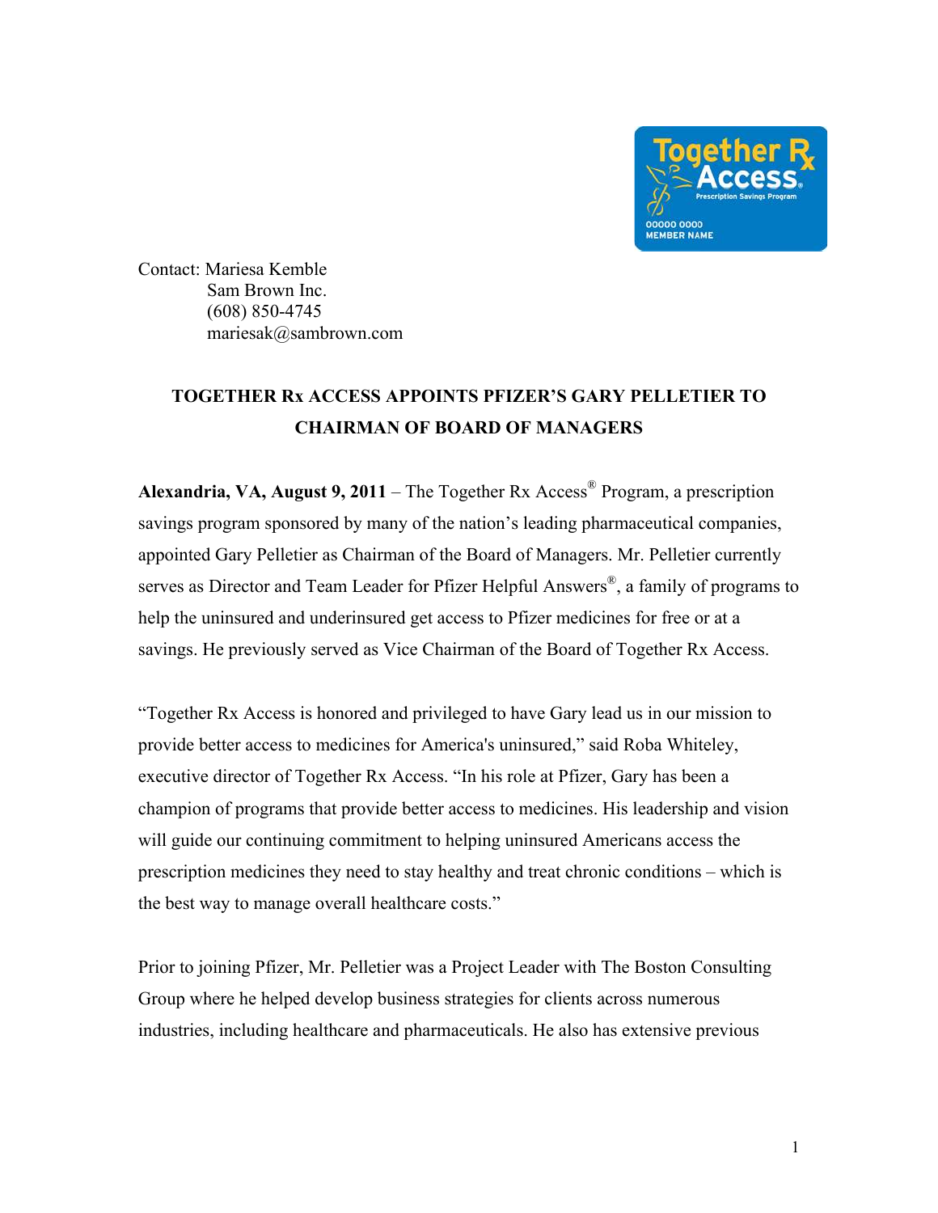Contact: Mariesa Kemble
Sam Brown Inc.
(608) 850-4745
mariesak@sambrown.com

**TOGETHER Rx ACCESS APPOINTS PFIZER'S GARY PELLETIER TO CHAIRMAN OF BOARD OF MANAGERS**

**Alexandria, VA, August 9, 2011** – The Together Rx Access® Program, a prescription savings program sponsored by many of the nation's leading pharmaceutical companies, appointed Gary Pelletier as Chairman of the Board of Managers. Mr. Pelletier currently serves as Director and Team Leader for Pfizer Helpful Answers®, a family of programs to help the uninsured and underinsured get access to Pfizer medicines for free or at a savings. He previously served as Vice Chairman of the Board of Together Rx Access.

"Together Rx Access is honored and privileged to have Gary lead us in our mission to provide better access to medicines for America's uninsured," said Roba Whiteley, executive director of Together Rx Access. "In his role at Pfizer, Gary has been a champion of programs that provide better access to medicines. His leadership and vision will guide our continuing commitment to helping uninsured Americans access the prescription medicines they need to stay healthy and treat chronic conditions – which is the best way to manage overall healthcare costs."

Prior to joining Pfizer, Mr. Pelletier was a Project Leader with The Boston Consulting Group where he helped develop business strategies for clients across numerous industries, including healthcare and pharmaceuticals. He also has extensive previous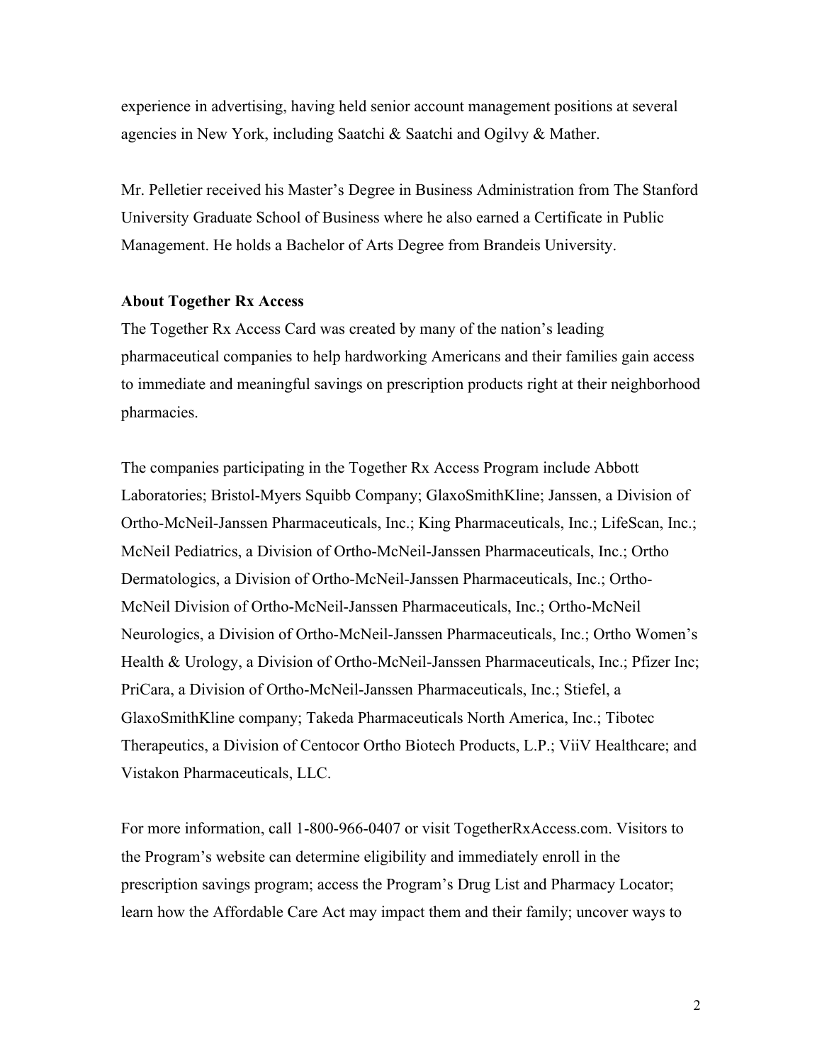experience in advertising, having held senior account management positions at several agencies in New York, including Saatchi & Saatchi and Ogilvy & Mather.

Mr. Pelletier received his Master's Degree in Business Administration from The Stanford University Graduate School of Business where he also earned a Certificate in Public Management. He holds a Bachelor of Arts Degree from Brandeis University.

**About Together Rx Access**

The Together Rx Access Card was created by many of the nation's leading pharmaceutical companies to help hardworking Americans and their families gain access to immediate and meaningful savings on prescription products right at their neighborhood pharmacies.

The companies participating in the Together Rx Access Program include Abbott Laboratories; Bristol-Myers Squibb Company; GlaxoSmithKline; Janssen, a Division of Ortho-McNeil-Janssen Pharmaceuticals, Inc.; King Pharmaceuticals, Inc.; LifeScan, Inc.; McNeil Pediatrics, a Division of Ortho-McNeil-Janssen Pharmaceuticals, Inc.; Ortho Dermatologics, a Division of Ortho-McNeil-Janssen Pharmaceuticals, Inc.; Ortho-McNeil Division of Ortho-McNeil-Janssen Pharmaceuticals, Inc.; Ortho-McNeil Neurologics, a Division of Ortho-McNeil-Janssen Pharmaceuticals, Inc.; Ortho Women's Health & Urology, a Division of Ortho-McNeil-Janssen Pharmaceuticals, Inc.; Pfizer Inc; PriCara, a Division of Ortho-McNeil-Janssen Pharmaceuticals, Inc.; Stiefel, a GlaxoSmithKline company; Takeda Pharmaceuticals North America, Inc.; Tibotec Therapeutics, a Division of Centocor Ortho Biotech Products, L.P.; ViiV Healthcare; and Vistakon Pharmaceuticals, LLC.

For more information, call 1-800-966-0407 or visit TogetherRxAccess.com. Visitors to the Program's website can determine eligibility and immediately enroll in the prescription savings program; access the Program's Drug List and Pharmacy Locator; learn how the Affordable Care Act may impact them and their family; uncover ways to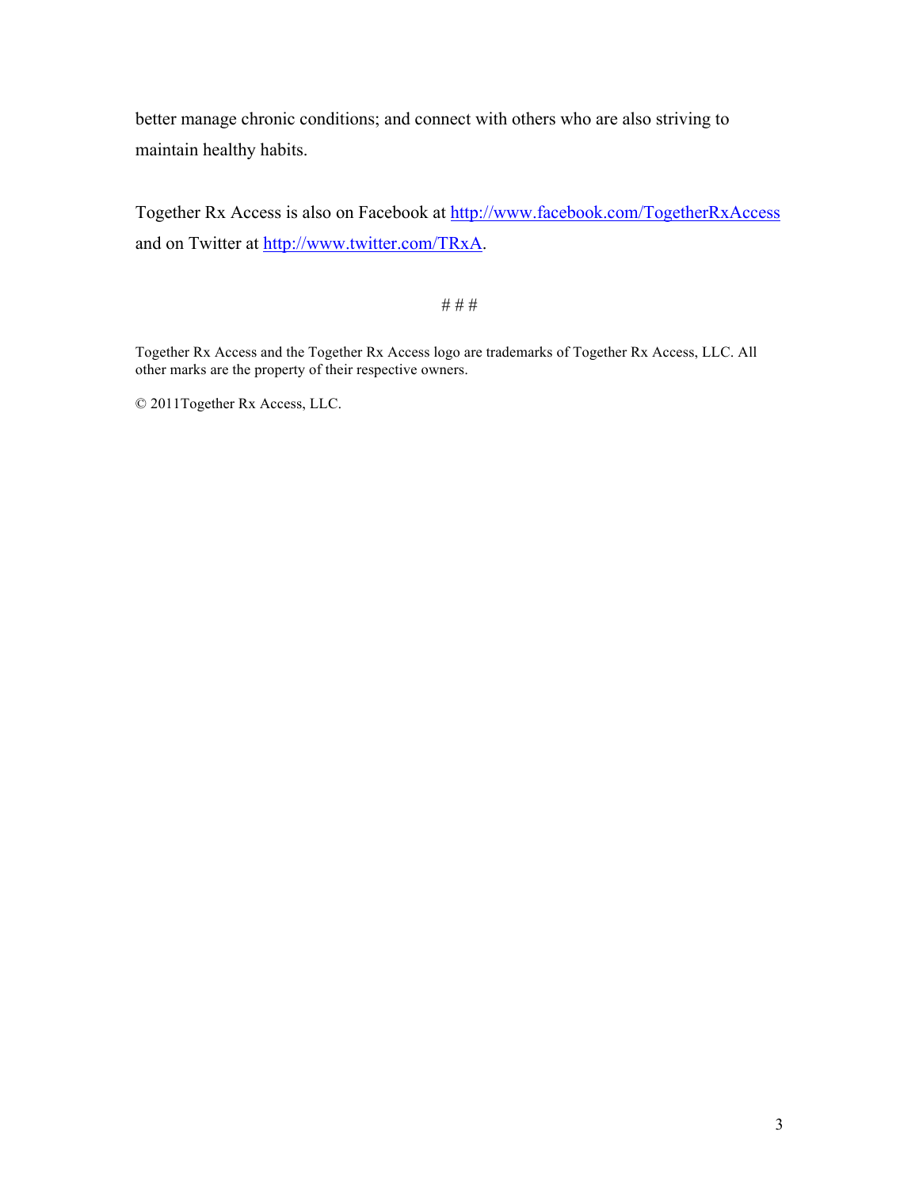better manage chronic conditions; and connect with others who are also striving to maintain healthy habits.

Together Rx Access is also on Facebook at http://www.facebook.com/TogetherRxAccess and on Twitter at http://www.twitter.com/TRxA.

# # #

Together Rx Access and the Together Rx Access logo are trademarks of Together Rx Access, LLC. All other marks are the property of their respective owners.

© 2011Together Rx Access, LLC.